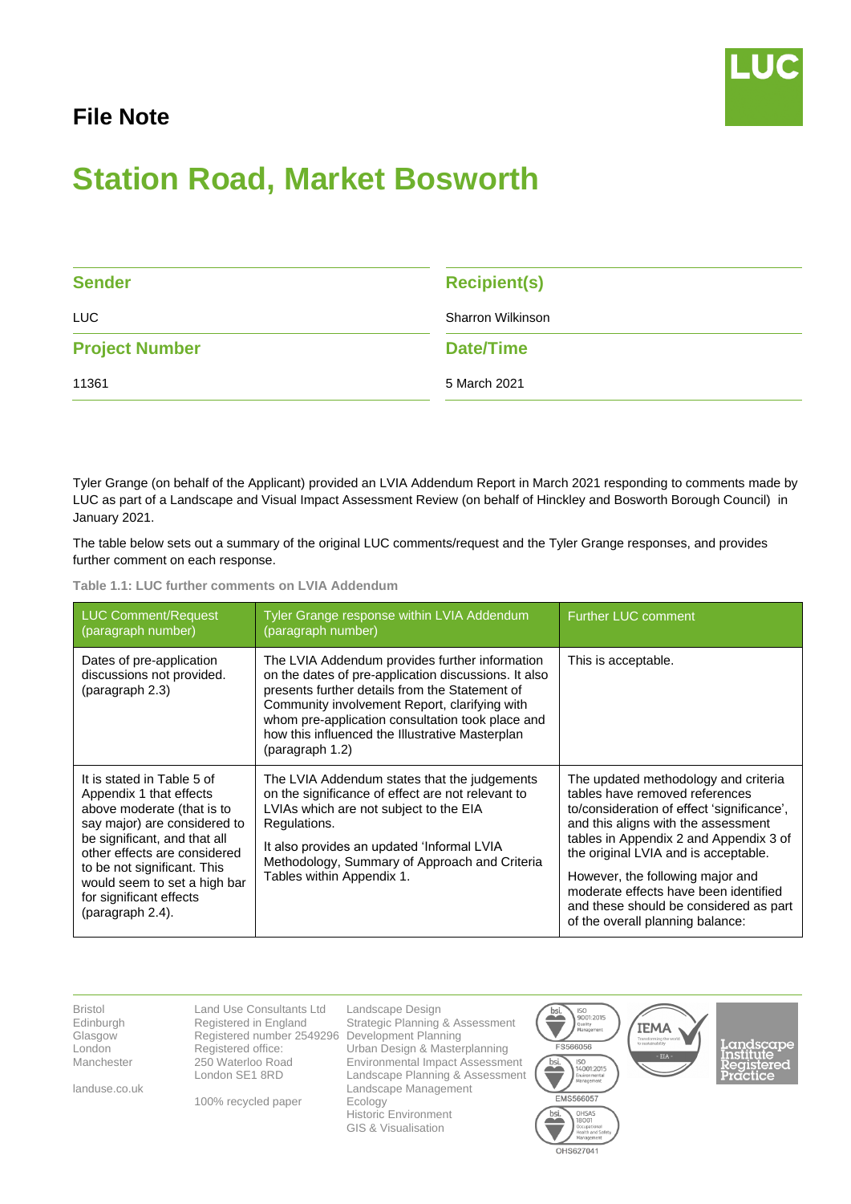# File Note

# Station Road, Market Bosworth

| Sender | Recipient(s) |
|---|---|
| LUC | Sharron Wilkinson |
| **Project Number** | **Date/Time** |
| 11361 | 5 March 2021 |

Tyler Grange (on behalf of the Applicant) provided an LVIA Addendum Report in March 2021 responding to comments made by LUC as part of a Landscape and Visual Impact Assessment Review (on behalf of Hinckley and Bosworth Borough Council) in January 2021.

The table below sets out a summary of the original LUC comments/request and the Tyler Grange responses, and provides further comment on each response.

**Table 1.1: LUC further comments on LVIA Addendum**

| LUC Comment/Request (paragraph number) | Tyler Grange response within LVIA Addendum (paragraph number) | Further LUC comment |
|---|---|---|
| Dates of pre-application discussions not provided. (paragraph 2.3) | The LVIA Addendum provides further information on the dates of pre-application discussions. It also presents further details from the Statement of Community involvement Report, clarifying with whom pre-application consultation took place and how this influenced the Illustrative Masterplan (paragraph 1.2) | This is acceptable. |
| It is stated in Table 5 of Appendix 1 that effects above moderate (that is to say major) are considered to be significant, and that all other effects are considered to be not significant. This would seem to set a high bar for significant effects (paragraph 2.4). | The LVIA Addendum states that the judgements on the significance of effect are not relevant to LVIAs which are not subject to the EIA Regulations.<br><br>It also provides an updated 'Informal LVIA Methodology, Summary of Approach and Criteria Tables within Appendix 1. | The updated methodology and criteria tables have removed references to/consideration of effect 'significance', and this aligns with the assessment tables in Appendix 2 and Appendix 3 of the original LVIA and is acceptable.<br><br>However, the following major and moderate effects have been identified and these should be considered as part of the overall planning balance: |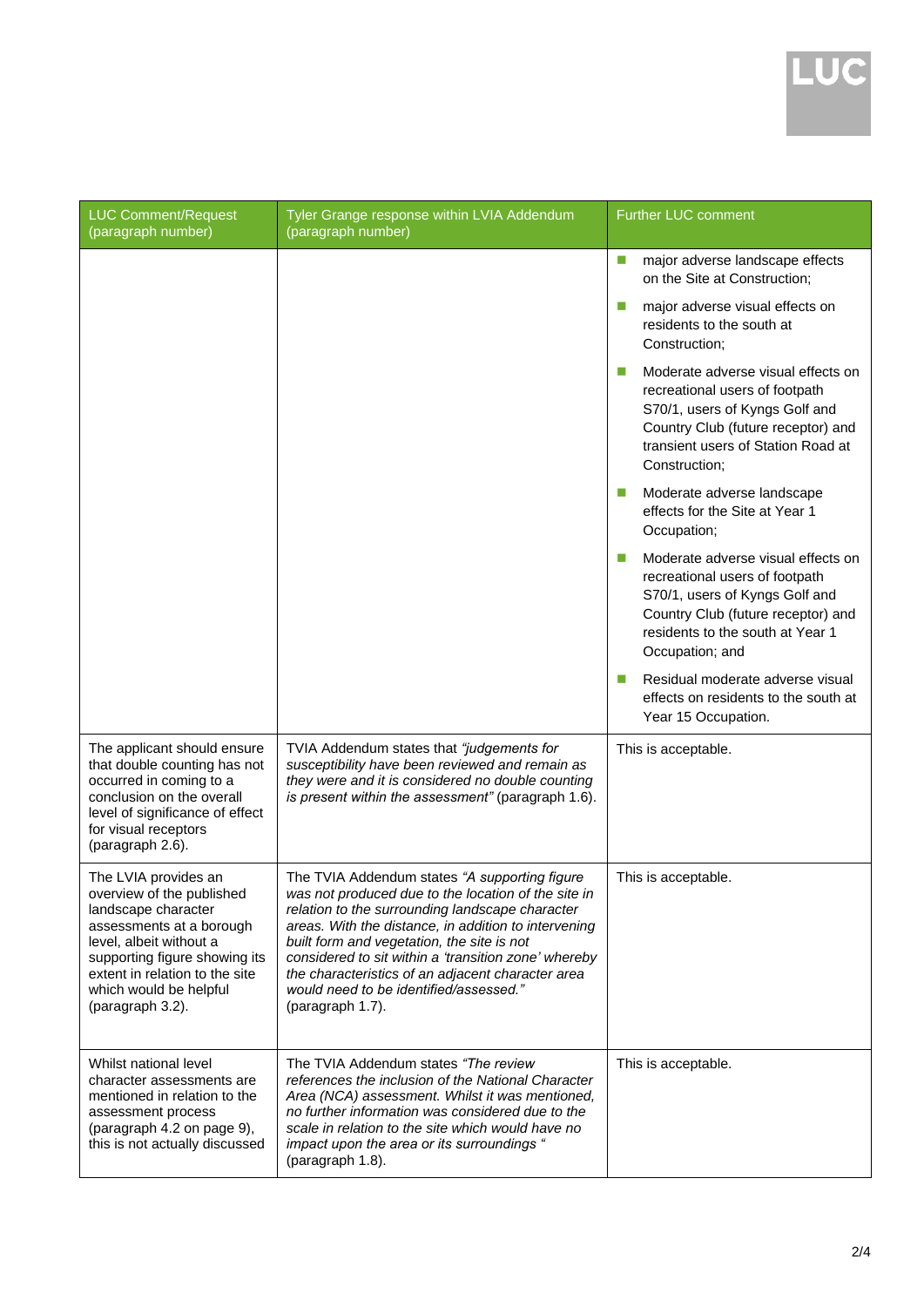| LUC Comment/Request (paragraph number) | Tyler Grange response within LVIA Addendum (paragraph number) | Further LUC comment |
|---|---|---|
| | | - major adverse landscape effects on the Site at Construction;<br>- major adverse visual effects on residents to the south at Construction;<br>- Moderate adverse visual effects on recreational users of footpath S70/1, users of Kyngs Golf and Country Club (future receptor) and transient users of Station Road at Construction;<br>- Moderate adverse landscape effects for the Site at Year 1 Occupation;<br>- Moderate adverse visual effects on recreational users of footpath S70/1, users of Kyngs Golf and Country Club (future receptor) and residents to the south at Year 1 Occupation; and<br>- Residual moderate adverse visual effects on residents to the south Year 15 Occupation. |
| The applicant should ensure that double counting has not occurred in coming to a conclusion on the overall level of significance of effect for visual receptors (paragraph 2.6). | TVIA Addendum states that *"judgements for susceptibility have been reviewed and remain as they were and it is considered no double counting is present within the assessment"* (paragraph 1.6). | This is acceptable. |
| The LVIA provides an overview of the published landscape character assessments at a borough level, albeit without a supporting figure showing its extent in relation to the site which would be helpful (paragraph 3.2). | The TVIA Addendum states *"A supporting figure was not produced due to the location of the site in relation to the surrounding landscape character areas. With the distance, in addition to intervening built form and vegetation, the site is not considered to sit within a 'transition zone' whereby the characteristics of an adjacent character area would need to be identified/assessed."* (paragraph 1.7). | This is acceptable. |
| Whilst national level character assessments are mentioned in relation to the assessment process (paragraph 4.2 on page 9), this is not actually discussed | The TVIA Addendum states *"The review references the inclusion of the National Character Area (NCA) assessment. Whilst it was mentioned, no further information was considered due to the scale in relation to the site which would have no impact upon the area or its surroundings "* (paragraph 1.8). | This is acceptable. |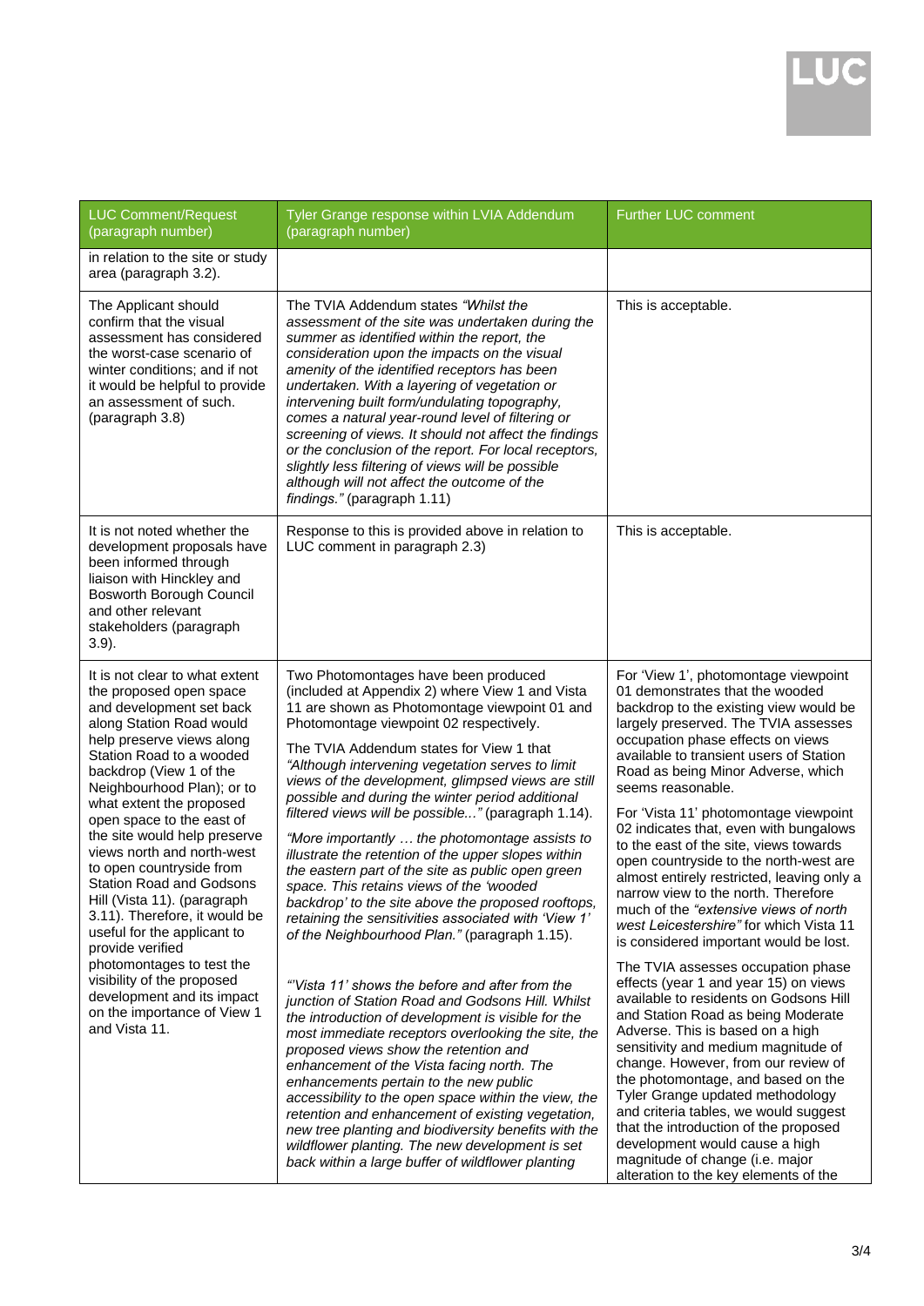| LUC Comment/Request (paragraph number) | Tyler Grange response within LVIA Addendum (paragraph number) | Further LUC comment |
|---|---|---|
| in relation to the site or study area (paragraph 3.2). | | |
| The Applicant should confirm that the visual assessment has considered the worst-case scenario of winter conditions; and if not it would be helpful to provide an assessment of such. (paragraph 3.8) | The TVIA Addendum states *"Whilst the assessment of the site was undertaken during the summer as identified within the report, the consideration upon the impacts on the visual amenity of the identified receptors has been undertaken. With a layering of vegetation or intervening built form/undulating topography, comes a natural year-round level of filtering or screening of views. It should not affect the findings or the conclusion of the report. For local receptors, slightly less filtering of views will be possible although will not affect the outcome of the findings."* (paragraph 1.11) | This is acceptable. |
| It is not noted whether the development proposals have been informed through liaison with Hinckley and Bosworth Borough Council and other relevant stakeholders (paragraph 3.9). | Response to this is provided above in relation to LUC comment in paragraph 2.3) | This is acceptable. |
| It is not clear to what extent the proposed open space and development set back along Station Road would help preserve views along Station Road to a wooded backdrop (View 1 of the Neighbourhood Plan); or to what extent the proposed open space to the east of the site would help preserve views north and north-west to open countryside from Station Road and Godsons Hill (Vista 11). (paragraph 3.11). Therefore, it would be useful for the applicant to provide verified photomontages to test the visibility of the proposed development and its impact on the importance of View 1 and Vista 11. | Two Photomontages have been produced (included at Appendix 2) where View 1 and Vista 11 are shown as Photomontage viewpoint 01 and Photomontage viewpoint 02 respectively.<br><br>The TVIA Addendum states for View 1 that *"Although intervening vegetation serves to limit views of the development, glimpsed views are still possible and during the winter period additional filtered views will be possible..."* (paragraph 1.14).<br><br>*"More importantly … the photomontage assists to illustrate the retention of the upper slopes within the eastern part of the site as public open green space. This retains views of the 'wooded backdrop' to the site above the proposed rooftops, retaining the sensitivities associated with 'View 1' of the Neighbourhood Plan."* (paragraph 1.15).<br><br>*"'Vista 11' shows the before and after from the junction of Station Road and Godsons Hill. Whilst the introduction of development is visible for the most immediate receptors overlooking the site, the proposed views show the retention and enhancement of the Vista facing north. The enhancements pertain to the new public accessibility to the open space within the view, the retention and enhancement of existing vegetation, new tree planting and biodiversity benefits with the wildflower planting. The new development is set back within a large buffer of wildflower planting* | For 'View 1', photomontage viewpoint 01 demonstrates that the wooded backdrop to the existing view would be largely preserved. The TVIA assesses occupation phase effects on views available to transient users of Station Road as being Minor Adverse, which seems reasonable.<br><br>For 'Vista 11' photomontage viewpoint 02 indicates that, even with bungalows to the east of the site, views towards open countryside to the north-west are almost entirely restricted, leaving only a narrow view to the north. Therefore much of the *"extensive views of north west Leicestershire"* for which Vista 11 is considered important would be lost.<br><br>The TVIA assesses occupation phase effects (year 1 and year 15) on views available to residents on Godsons Hill and Station Road as being Moderate Adverse. This is based on a high sensitivity and medium magnitude of change. However, from our review of the photomontage, and based on the Tyler Grange updated methodology and criteria tables, we would suggest that the introduction of the proposed development would cause a high magnitude of change (i.e. major alteration to the key elements of the |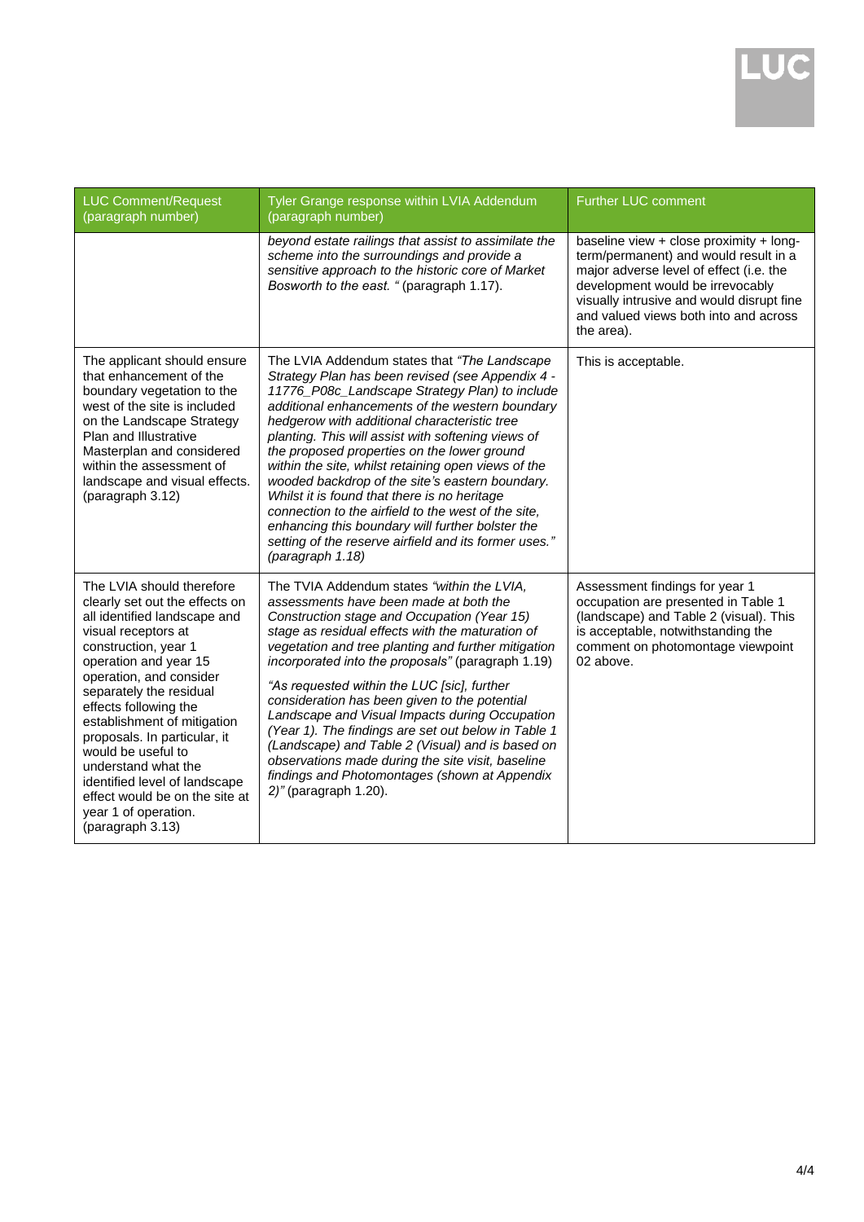| LUC Comment/Request (paragraph number) | Tyler Grange response within LVIA Addendum (paragraph number) | Further LUC comment |
| --- | --- | --- |
| | *beyond estate railings that assist to assimilate the scheme into the surroundings and provide a sensitive approach to the historic core of Market Bosworth to the east. "* (paragraph 1.17). | baseline view + close proximity + long-term/permanent) and would result in a major adverse level of effect (i.e. the development would be irrevocably visually intrusive and would disrupt fine and valued views both into and across the area). |
| The applicant should ensure that enhancement of the boundary vegetation to the west of the site is included on the Landscape Strategy Plan and Illustrative Masterplan and considered within the assessment of landscape and visual effects. (paragraph 3.12) | The LVIA Addendum states that *"The Landscape Strategy Plan has been revised (see Appendix 4 - 11776_P08c_Landscape Strategy Plan) to include additional enhancements of the western boundary hedgerow with additional characteristic tree planting. This will assist with softening views of the proposed properties on the lower ground within the site, whilst retaining open views of the wooded backdrop of the site's eastern boundary. Whilst it is found that there is no heritage connection to the airfield to the west of the site, enhancing this boundary will further bolster the setting of the reserve airfield and its former uses." (paragraph 1.18)* | This is acceptable. |
| The LVIA should therefore clearly set out the effects on all identified landscape and visual receptors at construction, year 1 operation and year 15 operation, and consider separately the residual effects following the establishment of mitigation proposals. In particular, it would be useful to understand what the identified level of landscape effect would be on the site at year 1 of operation. (paragraph 3.13) | The TVIA Addendum states *"within the LVIA, assessments have been made at both the Construction stage and Occupation (Year 15) stage as residual effects with the maturation of vegetation and tree planting and further mitigation incorporated into the proposals"* (paragraph 1.19)<br><br>*"As requested within the LUC [sic], further consideration has been given to the potential Landscape and Visual Impacts during Occupation (Year 1). The findings are set out below in Table 1 (Landscape) and Table 2 (Visual) and is based on observations made during the site visit, baseline findings and Photomontages (shown at Appendix 2)"* (paragraph 1.20). | Assessment findings for year 1 occupation are presented in Table 1 (landscape) and Table 2 (visual). This is acceptable, notwithstanding the comment on photomontage viewpoint 02 above. |